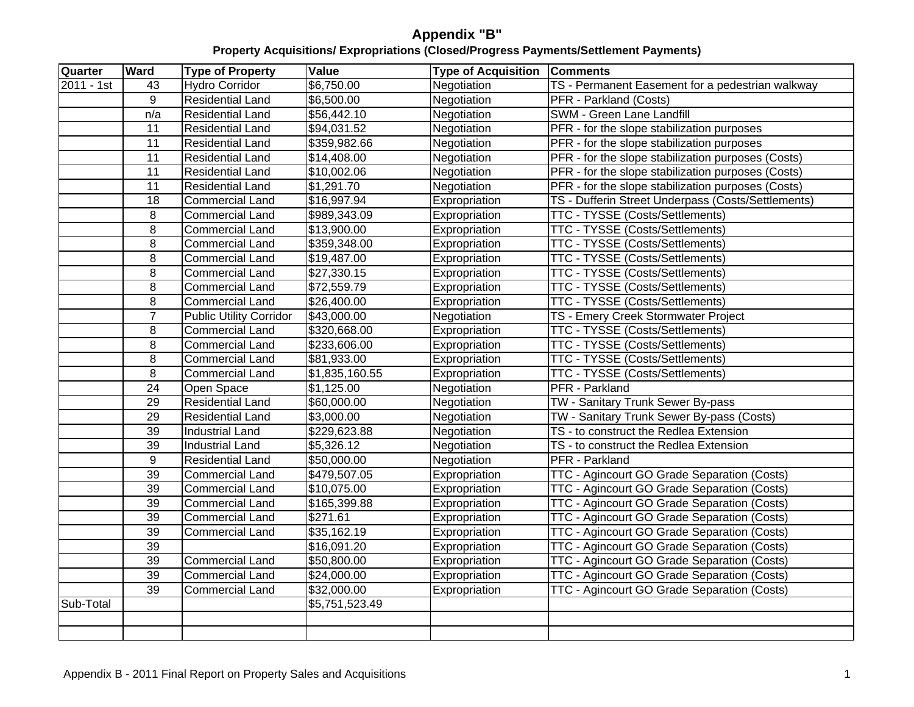# Appendix "B"

## Property Acquisitions/ Expropriations (Closed/Progress Payments/Settlement Payments)

| Quarter | Ward | Type of Property | Value | Type of Acquisition | Comments |
|---|---|---|---|---|---|
| 2011 - 1st | 43 | Hydro Corridor | $6,750.00 | Negotiation | TS - Permanent Easement for a pedestrian walkway |
| | 9 | Residential Land | $6,500.00 | Negotiation | PFR - Parkland (Costs) |
| | n/a | Residential Land | $56,442.10 | Negotiation | SWM - Green Lane Landfill |
| | 11 | Residential Land | $94,031.52 | Negotiation | PFR - for the slope stabilization purposes |
| | 11 | Residential Land | $359,982.66 | Negotiation | PFR - for the slope stabilization purposes |
| | 11 | Residential Land | $14,408.00 | Negotiation | PFR - for the slope stabilization purposes (Costs) |
| | 11 | Residential Land | $10,002.06 | Negotiation | PFR - for the slope stabilization purposes (Costs) |
| | 11 | Residential Land | $1,291.70 | Negotiation | PFR - for the slope stabilization purposes (Costs) |
| | 18 | Commercial Land | $16,997.94 | Expropriation | TS - Dufferin Street Underpass (Costs/Settlements) |
| | 8 | Commercial Land | $989,343.09 | Expropriation | TTC - TYSSE (Costs/Settlements) |
| | 8 | Commercial Land | $13,900.00 | Expropriation | TTC - TYSSE (Costs/Settlements) |
| | 8 | Commercial Land | $359,348.00 | Expropriation | TTC - TYSSE (Costs/Settlements) |
| | 8 | Commercial Land | $19,487.00 | Expropriation | TTC - TYSSE (Costs/Settlements) |
| | 8 | Commercial Land | $27,330.15 | Expropriation | TTC - TYSSE (Costs/Settlements) |
| | 8 | Commercial Land | $72,559.79 | Expropriation | TTC - TYSSE (Costs/Settlements) |
| | 8 | Commercial Land | $26,400.00 | Expropriation | TTC - TYSSE (Costs/Settlements) |
| | 7 | Public Utility Corridor | $43,000.00 | Negotiation | TS - Emery Creek Stormwater Project |
| | 8 | Commercial Land | $320,668.00 | Expropriation | TTC - TYSSE (Costs/Settlements) |
| | 8 | Commercial Land | $233,606.00 | Expropriation | TTC - TYSSE (Costs/Settlements) |
| | 8 | Commercial Land | $81,933.00 | Expropriation | TTC - TYSSE (Costs/Settlements) |
| | 8 | Commercial Land | $1,835,160.55 | Expropriation | TTC - TYSSE (Costs/Settlements) |
| | 24 | Open Space | $1,125.00 | Negotiation | PFR - Parkland |
| | 29 | Residential Land | $60,000.00 | Negotiation | TW - Sanitary Trunk Sewer By-pass |
| | 29 | Residential Land | $3,000.00 | Negotiation | TW - Sanitary Trunk Sewer By-pass (Costs) |
| | 39 | Industrial Land | $229,623.88 | Negotiation | TS - to construct the Redlea Extension |
| | 39 | Industrial Land | $5,326.12 | Negotiation | TS - to construct the Redlea Extension |
| | 9 | Residential Land | $50,000.00 | Negotiation | PFR - Parkland |
| | 39 | Commercial Land | $479,507.05 | Expropriation | TTC - Agincourt GO Grade Separation (Costs) |
| | 39 | Commercial Land | $10,075.00 | Expropriation | TTC - Agincourt GO Grade Separation (Costs) |
| | 39 | Commercial Land | $165,399.88 | Expropriation | TTC - Agincourt GO Grade Separation (Costs) |
| | 39 | Commercial Land | $271.61 | Expropriation | TTC - Agincourt GO Grade Separation (Costs) |
| | 39 | Commercial Land | $35,162.19 | Expropriation | TTC - Agincourt GO Grade Separation (Costs) |
| | 39 | | $16,091.20 | Expropriation | TTC - Agincourt GO Grade Separation (Costs) |
| | 39 | Commercial Land | $50,800.00 | Expropriation | TTC - Agincourt GO Grade Separation (Costs) |
| | 39 | Commercial Land | $24,000.00 | Expropriation | TTC - Agincourt GO Grade Separation (Costs) |
| | 39 | Commercial Land | $32,000.00 | Expropriation | TTC - Agincourt GO Grade Separation (Costs) |
| Sub-Total | | | $5,751,523.49 | | |
| | | | | | |
| | | | | | |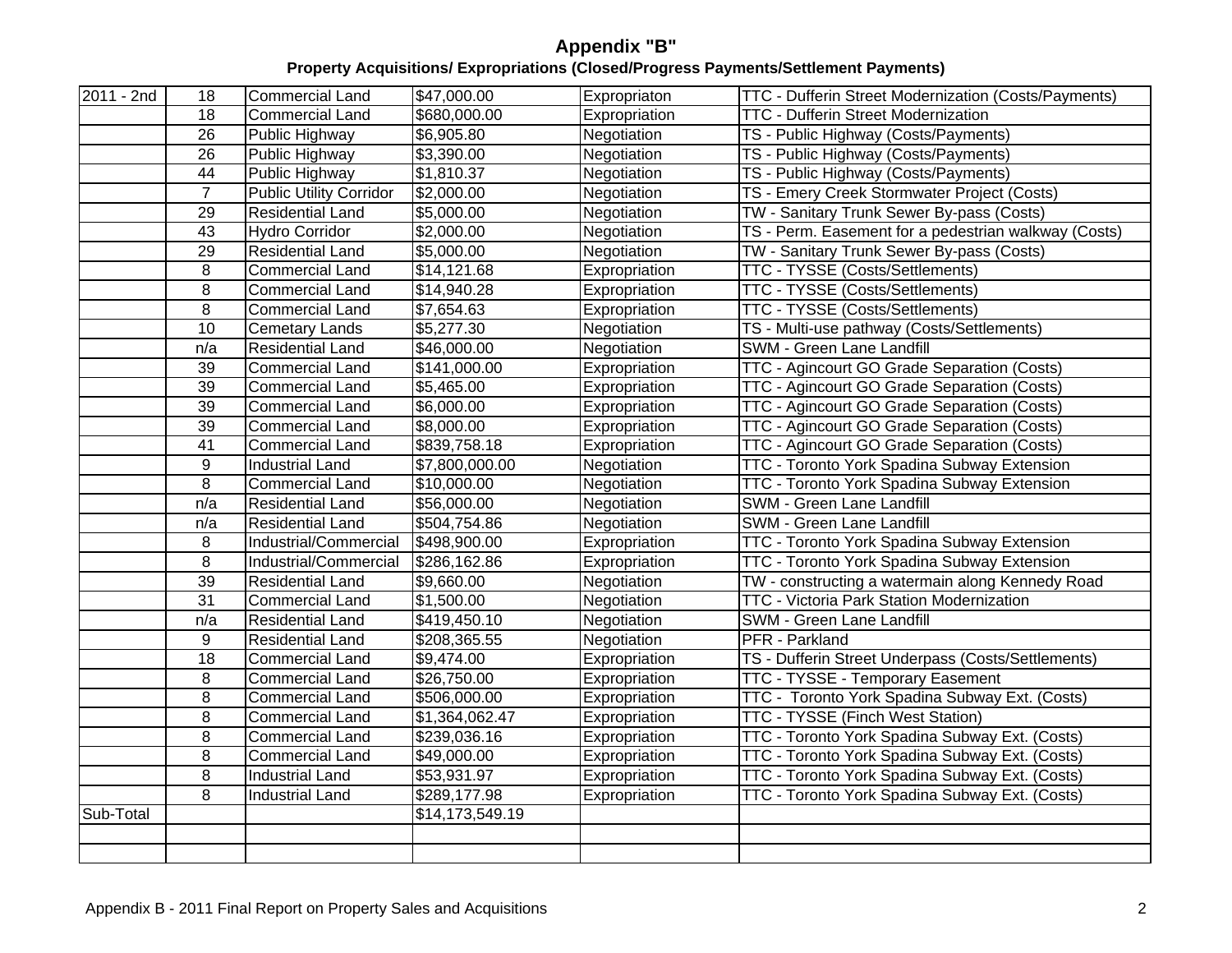# Appendix "B"

## Property Acquisitions/ Expropriations (Closed/Progress Payments/Settlement Payments)

| | | | | | |
|---|---|---|---|---|---|
| 2011 - 2nd | 18 | Commercial Land | $47,000.00 | Expropriaton | TTC - Dufferin Street Modernization (Costs/Payments) |
| | 18 | Commercial Land | $680,000.00 | Expropriation | TTC - Dufferin Street Modernization |
| | 26 | Public Highway | $6,905.80 | Negotiation | TS - Public Highway (Costs/Payments) |
| | 26 | Public Highway | $3,390.00 | Negotiation | TS - Public Highway (Costs/Payments) |
| | 44 | Public Highway | $1,810.37 | Negotiation | TS - Public Highway (Costs/Payments) |
| | 7 | Public Utility Corridor | $2,000.00 | Negotiation | TS - Emery Creek Stormwater Project (Costs) |
| | 29 | Residential Land | $5,000.00 | Negotiation | TW - Sanitary Trunk Sewer By-pass (Costs) |
| | 43 | Hydro Corridor | $2,000.00 | Negotiation | TS - Perm. Easement for a pedestrian walkway (Costs) |
| | 29 | Residential Land | $5,000.00 | Negotiation | TW - Sanitary Trunk Sewer By-pass (Costs) |
| | 8 | Commercial Land | $14,121.68 | Expropriation | TTC - TYSSE (Costs/Settlements) |
| | 8 | Commercial Land | $14,940.28 | Expropriation | TTC - TYSSE (Costs/Settlements) |
| | 8 | Commercial Land | $7,654.63 | Expropriation | TTC - TYSSE (Costs/Settlements) |
| | 10 | Cemetary Lands | $5,277.30 | Negotiation | TS - Multi-use pathway (Costs/Settlements) |
| | n/a | Residential Land | $46,000.00 | Negotiation | SWM - Green Lane Landfill |
| | 39 | Commercial Land | $141,000.00 | Expropriation | TTC - Agincourt GO Grade Separation (Costs) |
| | 39 | Commercial Land | $5,465.00 | Expropriation | TTC - Agincourt GO Grade Separation (Costs) |
| | 39 | Commercial Land | $6,000.00 | Expropriation | TTC - Agincourt GO Grade Separation (Costs) |
| | 39 | Commercial Land | $8,000.00 | Expropriation | TTC - Agincourt GO Grade Separation (Costs) |
| | 41 | Commercial Land | $839,758.18 | Expropriation | TTC - Agincourt GO Grade Separation (Costs) |
| | 9 | Industrial Land | $7,800,000.00 | Negotiation | TTC - Toronto York Spadina Subway Extension |
| | 8 | Commercial Land | $10,000.00 | Negotiation | TTC - Toronto York Spadina Subway Extension |
| | n/a | Residential Land | $56,000.00 | Negotiation | SWM - Green Lane Landfill |
| | n/a | Residential Land | $504,754.86 | Negotiation | SWM - Green Lane Landfill |
| | 8 | Industrial/Commercial | $498,900.00 | Expropriation | TTC - Toronto York Spadina Subway Extension |
| | 8 | Industrial/Commercial | $286,162.86 | Expropriation | TTC - Toronto York Spadina Subway Extension |
| | 39 | Residential Land | $9,660.00 | Negotiation | TW - constructing a watermain along Kennedy Road |
| | 31 | Commercial Land | $1,500.00 | Negotiation | TTC - Victoria Park Station Modernization |
| | n/a | Residential Land | $419,450.10 | Negotiation | SWM - Green Lane Landfill |
| | 9 | Residential Land | $208,365.55 | Negotiation | PFR - Parkland |
| | 18 | Commercial Land | $9,474.00 | Expropriation | TS - Dufferin Street Underpass (Costs/Settlements) |
| | 8 | Commercial Land | $26,750.00 | Expropriation | TTC - TYSSE - Temporary Easement |
| | 8 | Commercial Land | $506,000.00 | Expropriation | TTC - Toronto York Spadina Subway Ext. (Costs) |
| | 8 | Commercial Land | $1,364,062.47 | Expropriation | TTC - TYSSE (Finch West Station) |
| | 8 | Commercial Land | $239,036.16 | Expropriation | TTC - Toronto York Spadina Subway Ext. (Costs) |
| | 8 | Commercial Land | $49,000.00 | Expropriation | TTC - Toronto York Spadina Subway Ext. (Costs) |
| | 8 | Industrial Land | $53,931.97 | Expropriation | TTC - Toronto York Spadina Subway Ext. (Costs) |
| | 8 | Industrial Land | $289,177.98 | Expropriation | TTC - Toronto York Spadina Subway Ext. (Costs) |
| Sub-Total | | | $14,173,549.19 | | |
| | | | | | |
| | | | | | |

Appendix B - 2011 Final Report on Property Sales and Acquisitions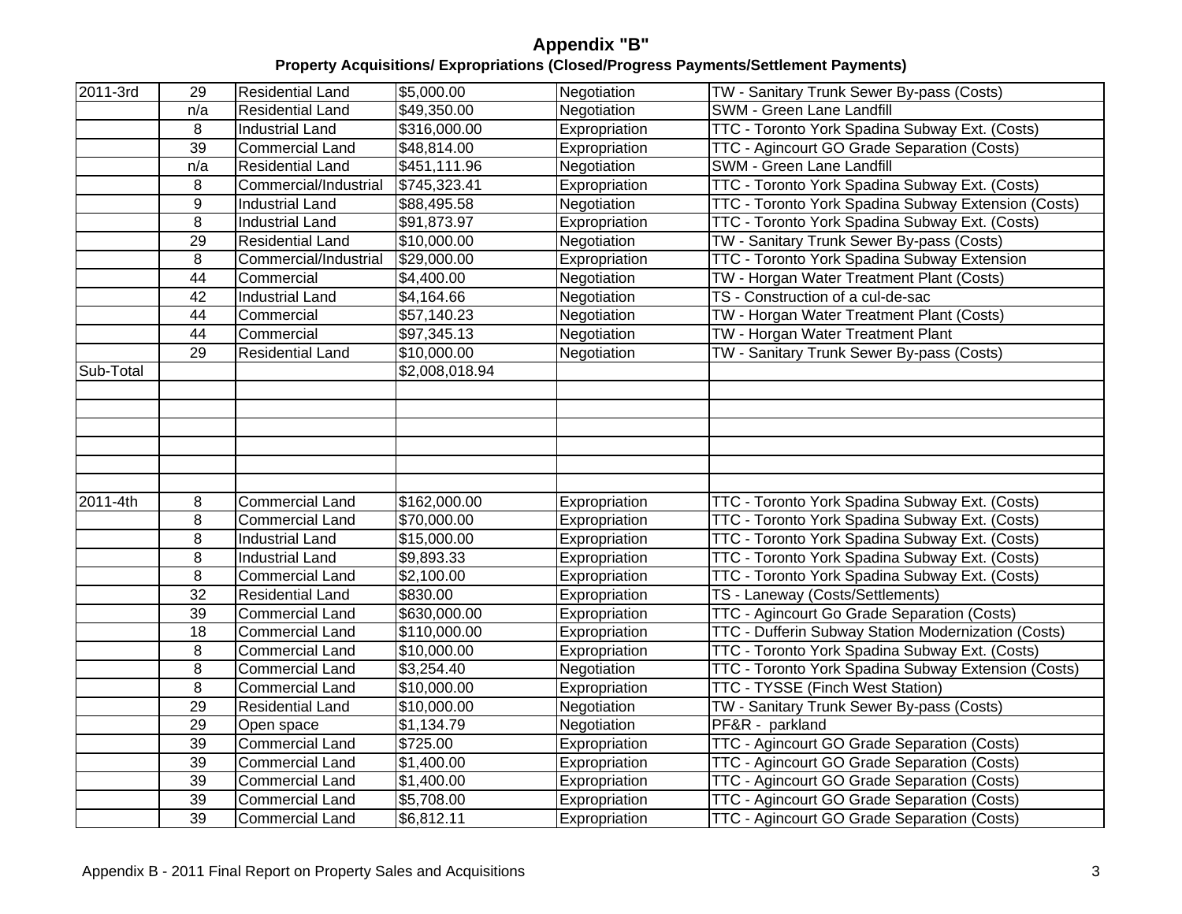# Appendix "B"

## Property Acquisitions/ Expropriations (Closed/Progress Payments/Settlement Payments)

| | | | | | |
|---|---|---|---|---|---|
| 2011-3rd | 29 | Residential Land | $5,000.00 | Negotiation | TW - Sanitary Trunk Sewer By-pass (Costs) |
| | n/a | Residential Land | $49,350.00 | Negotiation | SWM - Green Lane Landfill |
| | 8 | Industrial Land | $316,000.00 | Expropriation | TTC - Toronto York Spadina Subway Ext. (Costs) |
| | 39 | Commercial Land | $48,814.00 | Expropriation | TTC - Agincourt GO Grade Separation (Costs) |
| | n/a | Residential Land | $451,111.96 | Negotiation | SWM - Green Lane Landfill |
| | 8 | Commercial/Industrial | $745,323.41 | Expropriation | TTC - Toronto York Spadina Subway Ext. (Costs) |
| | 9 | Industrial Land | $88,495.58 | Negotiation | TTC - Toronto York Spadina Subway Extension (Costs) |
| | 8 | Industrial Land | $91,873.97 | Expropriation | TTC - Toronto York Spadina Subway Ext. (Costs) |
| | 29 | Residential Land | $10,000.00 | Negotiation | TW - Sanitary Trunk Sewer By-pass (Costs) |
| | 8 | Commercial/Industrial | $29,000.00 | Expropriation | TTC - Toronto York Spadina Subway Extension |
| | 44 | Commercial | $4,400.00 | Negotiation | TW - Horgan Water Treatment Plant (Costs) |
| | 42 | Industrial Land | $4,164.66 | Negotiation | TS - Construction of a cul-de-sac |
| | 44 | Commercial | $57,140.23 | Negotiation | TW - Horgan Water Treatment Plant (Costs) |
| | 44 | Commercial | $97,345.13 | Negotiation | TW - Horgan Water Treatment Plant |
| | 29 | Residential Land | $10,000.00 | Negotiation | TW - Sanitary Trunk Sewer By-pass (Costs) |
| Sub-Total | | | $2,008,018.94 | | |
| | | | | | |
| | | | | | |
| | | | | | |
| | | | | | |
| | | | | | |
| | | | | | |
| 2011-4th | 8 | Commercial Land | $162,000.00 | Expropriation | TTC - Toronto York Spadina Subway Ext. (Costs) |
| | 8 | Commercial Land | $70,000.00 | Expropriation | TTC - Toronto York Spadina Subway Ext. (Costs) |
| | 8 | Industrial Land | $15,000.00 | Expropriation | TTC - Toronto York Spadina Subway Ext. (Costs) |
| | 8 | Industrial Land | $9,893.33 | Expropriation | TTC - Toronto York Spadina Subway Ext. (Costs) |
| | 8 | Commercial Land | $2,100.00 | Expropriation | TTC - Toronto York Spadina Subway Ext. (Costs) |
| | 32 | Residential Land | $830.00 | Expropriation | TS - Laneway (Costs/Settlements) |
| | 39 | Commercial Land | $630,000.00 | Expropriation | TTC - Agincourt Go Grade Separation (Costs) |
| | 18 | Commercial Land | $110,000.00 | Expropriation | TTC - Dufferin Subway Station Modernization (Costs) |
| | 8 | Commercial Land | $10,000.00 | Expropriation | TTC - Toronto York Spadina Subway Ext. (Costs) |
| | 8 | Commercial Land | $3,254.40 | Negotiation | TTC - Toronto York Spadina Subway Extension (Costs) |
| | 8 | Commercial Land | $10,000.00 | Expropriation | TTC - TYSSE (Finch West Station) |
| | 29 | Residential Land | $10,000.00 | Negotiation | TW - Sanitary Trunk Sewer By-pass (Costs) |
| | 29 | Open space | $1,134.79 | Negotiation | PF&R - parkland |
| | 39 | Commercial Land | $725.00 | Expropriation | TTC - Agincourt GO Grade Separation (Costs) |
| | 39 | Commercial Land | $1,400.00 | Expropriation | TTC - Agincourt GO Grade Separation (Costs) |
| | 39 | Commercial Land | $1,400.00 | Expropriation | TTC - Agincourt GO Grade Separation (Costs) |
| | 39 | Commercial Land | $5,708.00 | Expropriation | TTC - Agincourt GO Grade Separation (Costs) |
| | 39 | Commercial Land | $6,812.11 | Expropriation | TTC - Agincourt GO Grade Separation (Costs) |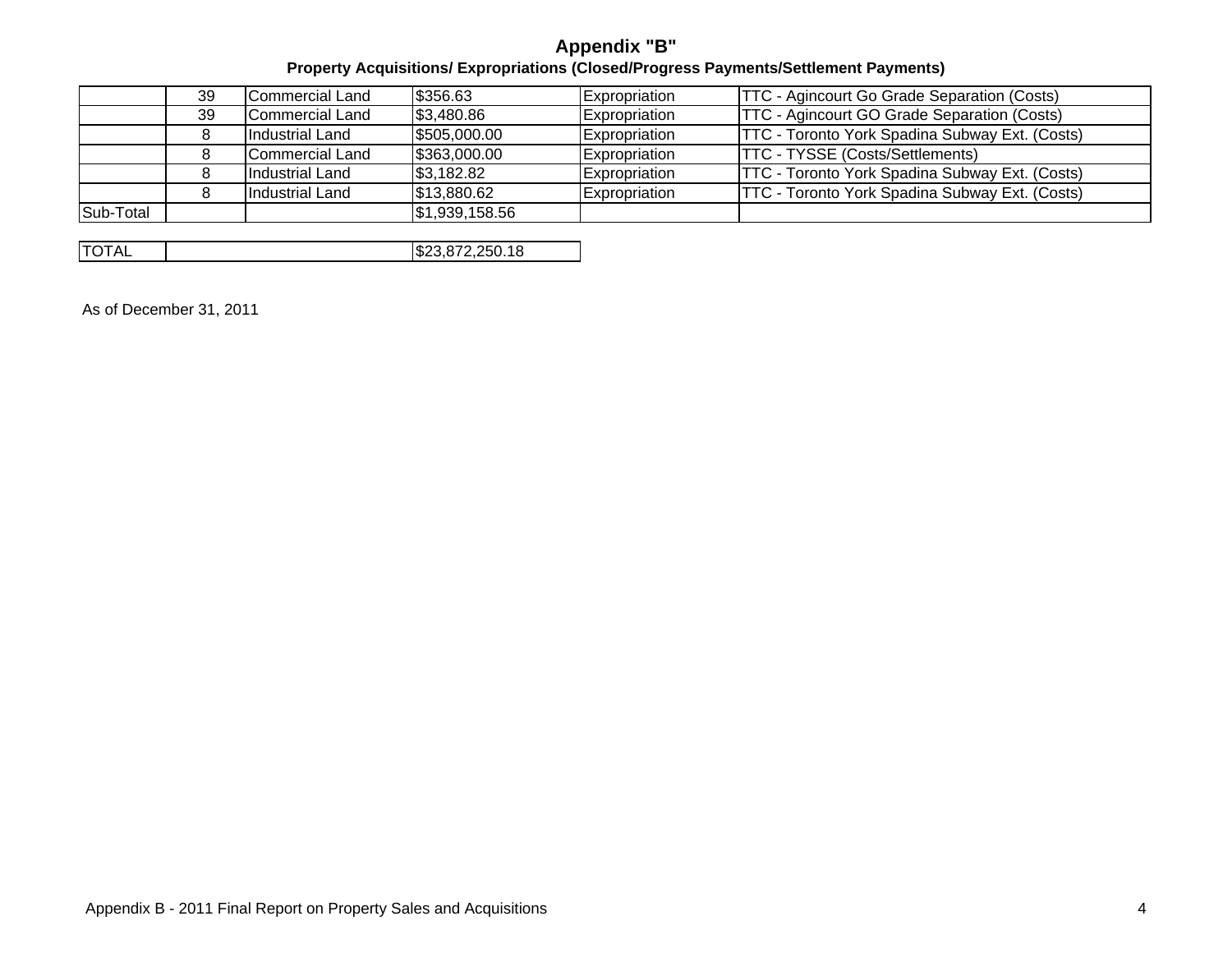# Appendix "B"

### Property Acquisitions/ Expropriations (Closed/Progress Payments/Settlement Payments)

| | | | | | |
|---|---|---|---|---|---|
| | 39 | Commercial Land | $356.63 | Expropriation | TTC - Agincourt Go Grade Separation (Costs) |
| | 39 | Commercial Land | $3,480.86 | Expropriation | TTC - Agincourt GO Grade Separation (Costs) |
| | 8 | Industrial Land | $505,000.00 | Expropriation | TTC - Toronto York Spadina Subway Ext. (Costs) |
| | 8 | Commercial Land | $363,000.00 | Expropriation | TTC - TYSSE (Costs/Settlements) |
| | 8 | Industrial Land | $3,182.82 | Expropriation | TTC - Toronto York Spadina Subway Ext. (Costs) |
| | 8 | Industrial Land | $13,880.62 | Expropriation | TTC - Toronto York Spadina Subway Ext. (Costs) |
| Sub-Total | | | $1,939,158.56 | | |

| | | | |
|---|---|---|---|
| TOTAL | | | $23,872,250.18 |

As of December 31, 2011